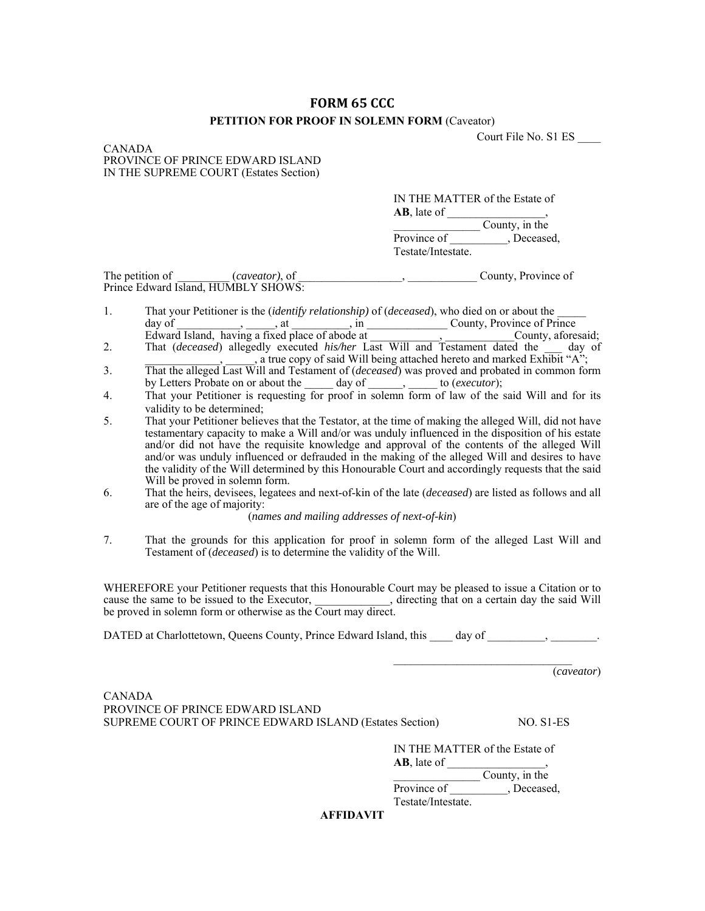# FORM 65 CCC

**PETITION FOR PROOF IN SOLEMN FORM** (Caveator)

Court File No. S1 ES ____

CANADA
PROVINCE OF PRINCE EDWARD ISLAND
IN THE SUPREME COURT (Estates Section)

IN THE MATTER of the Estate of **AB**, late of _________________, _______________ County, in the Province of __________, Deceased, Testate/Intestate.

The petition of _________ (*caveator)*, of __________________, ____________ County, Province of Prince Edward Island, HUMBLY SHOWS:

1. That your Petitioner is the (*identify relationship)* of (*deceased*), who died on or about the _____ day of ___________, _____, at __________, in ______________ County, Province of Prince Edward Island, having a fixed place of abode at ____________, ____________County, aforesaid;
2. That (*deceased*) allegedly executed *his/her* Last Will and Testament dated the ___ day of _____________, _____, a true copy of said Will being attached hereto and marked Exhibit "A";
3. That the alleged Last Will and Testament of (*deceased*) was proved and probated in common form by Letters Probate on or about the _____ day of ______, _____ to (*executor*);
4. That your Petitioner is requesting for proof in solemn form of law of the said Will and for its validity to be determined;
5. That your Petitioner believes that the Testator, at the time of making the alleged Will, did not have testamentary capacity to make a Will and/or was unduly influenced in the disposition of his estate and/or did not have the requisite knowledge and approval of the contents of the alleged Will and/or was unduly influenced or defrauded in the making of the alleged Will and desires to have the validity of the Will determined by this Honourable Court and accordingly requests that the said Will be proved in solemn form.
6. That the heirs, devisees, legatees and next-of-kin of the late (*deceased*) are listed as follows and all are of the age of majority:

   (*names and mailing addresses of next-of-kin*)

7. That the grounds for this application for proof in solemn form of the alleged Last Will and Testament of (*deceased*) is to determine the validity of the Will.

WHEREFORE your Petitioner requests that this Honourable Court may be pleased to issue a Citation or to cause the same to be issued to the Executor, _____________, directing that on a certain day the said Will be proved in solemn form or otherwise as the Court may direct.

DATED at Charlottetown, Queens County, Prince Edward Island, this ____ day of __________, ________.

_______________________________
(*caveator*)

CANADA
PROVINCE OF PRINCE EDWARD ISLAND
SUPREME COURT OF PRINCE EDWARD ISLAND (Estates Section) NO. S1-ES

IN THE MATTER of the Estate of **AB**, late of _________________, _______________ County, in the Province of __________, Deceased, Testate/Intestate.

**AFFIDAVIT**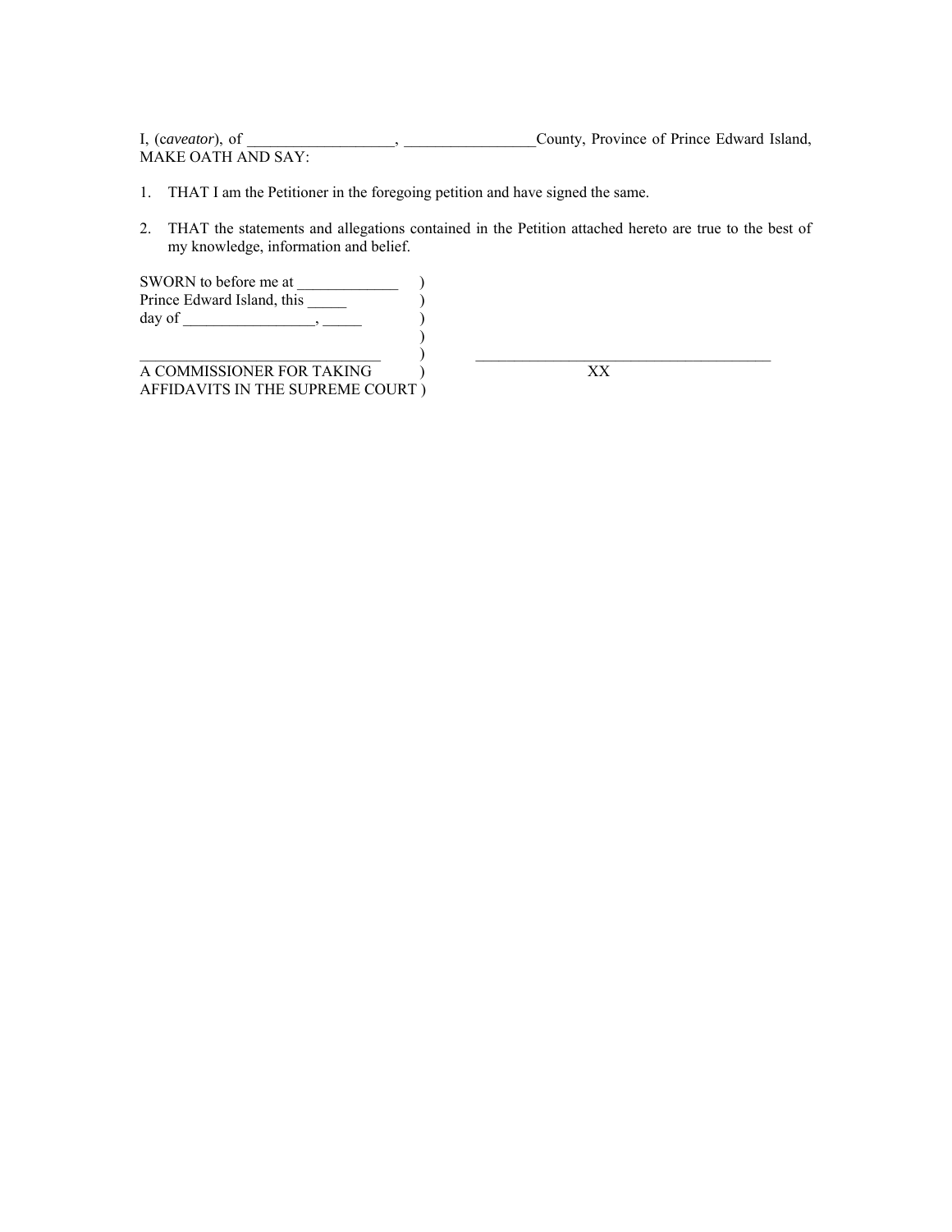I, (*caveator*), of ___________________, _________________County, Province of Prince Edward Island, MAKE OATH AND SAY:

1. THAT I am the Petitioner in the foregoing petition and have signed the same.

2. THAT the statements and allegations contained in the Petition attached hereto are true to the best of my knowledge, information and belief.

SWORN to before me at _____________ )
Prince Edward Island, this _____ )
day of _________________, _____ )
)
_______________________________ ) _________________________________________
A COMMISSIONER FOR TAKING ) XX
AFFIDAVITS IN THE SUPREME COURT )